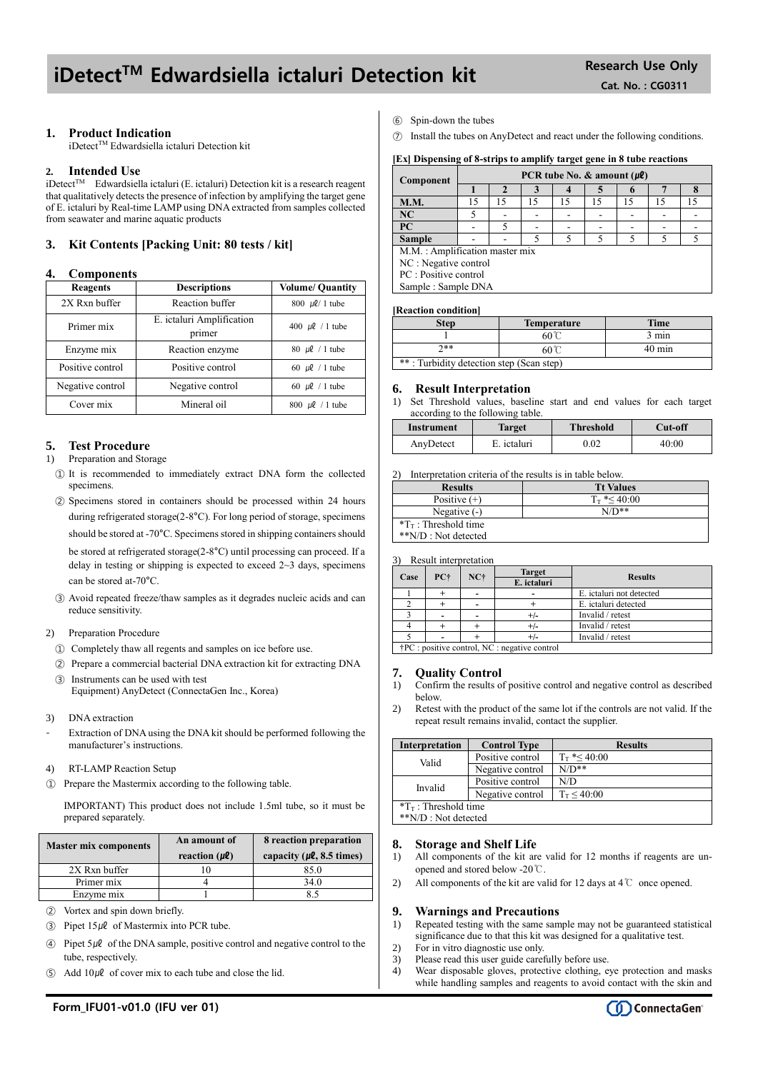# iDetect™ Edwardsiella ictaluri Detection kit

**Research Use Only**

**Cat. No. : CG0311**

## 1. Product Indication

iDetect™ Edwardsiella ictaluri Detection kit

## 2. Intended Use

iDetect™ Edwardsiella ictaluri (E. ictaluri) Detection kit is a research reagent that qualitatively detects the presence of infection by amplifying the target gene of E. ictaluri by Real-time LAMP using DNA extracted from samples collected from seawater and marine aquatic products

## 3. Kit Contents [Packing Unit: 80 tests / kit]

## 4. Components

| Reagents | Descriptions | Volume/ Quantity |
|---|---|---|
| 2X Rxn buffer | Reaction buffer | 800 ㎕/ 1 tube |
| Primer mix | E. ictaluri Amplification primer | 400 ㎕ / 1 tube |
| Enzyme mix | Reaction enzyme | 80 ㎕ / 1 tube |
| Positive control | Positive control | 60 ㎕ / 1 tube |
| Negative control | Negative control | 60 ㎕ / 1 tube |
| Cover mix | Mineral oil | 800 ㎕ / 1 tube |

## 5. Test Procedure

1) Preparation and Storage

① It is recommended to immediately extract DNA form the collected specimens.

② Specimens stored in containers should be processed within 24 hours during refrigerated storage(2-8°C). For long period of storage, specimens should be stored at -70°C. Specimens stored in shipping containers should be stored at refrigerated storage(2-8°C) until processing can proceed. If a delay in testing or shipping is expected to exceed 2~3 days, specimens can be stored at-70°C.

③ Avoid repeated freeze/thaw samples as it degrades nucleic acids and can reduce sensitivity.

2) Preparation Procedure

① Completely thaw all regents and samples on ice before use.

② Prepare a commercial bacterial DNA extraction kit for extracting DNA

③ Instruments can be used with test Equipment) AnyDetect (ConnectaGen Inc., Korea)

3) DNA extraction

- Extraction of DNA using the DNA kit should be performed following the manufacturer's instructions.

4) RT-LAMP Reaction Setup

① Prepare the Mastermix according to the following table.

IMPORTANT) This product does not include 1.5ml tube, so it must be prepared separately.

| Master mix components | An amount of reaction (㎕) | 8 reaction preparation capacity (㎕, 8.5 times) |
|---|---|---|
| 2X Rxn buffer | 10 | 85.0 |
| Primer mix | 4 | 34.0 |
| Enzyme mix | 1 | 8.5 |

② Vortex and spin down briefly.

③ Pipet 15㎕ of Mastermix into PCR tube.

④ Pipet 5㎕ of the DNA sample, positive control and negative control to the tube, respectively.

⑤ Add 10㎕ of cover mix to each tube and close the lid.

⑥ Spin-down the tubes

⑦ Install the tubes on AnyDetect and react under the following conditions.

**[Ex] Dispensing of 8-strips to amplify target gene in 8 tube reactions**

| Component | PCR tube No. & amount (㎕) | | | | | | | |
|---|---|---|---|---|---|---|---|---|
| | 1 | 2 | 3 | 4 | 5 | 6 | 7 | 8 |
| M.M. | 15 | 15 | 15 | 15 | 15 | 15 | 15 | 15 |
| NC | 5 | - | - | - | - | - | - | - |
| PC | - | 5 | - | - | - | - | - | - |
| Sample | - | - | 5 | 5 | 5 | 5 | 5 | 5 |

M.M. : Amplification master mix
NC : Negative control
PC : Positive control
Sample : Sample DNA

**[Reaction condition]**

| Step | Temperature | Time |
|---|---|---|
| 1 | 60℃ | 3 min |
| 2** | 60℃ | 40 min |

** : Turbidity detection step (Scan step)

## 6. Result Interpretation

1) Set Threshold values, baseline start and end values for each target according to the following table.

| Instrument | Target | Threshold | Cut-off |
|---|---|---|---|
| AnyDetect | E. ictaluri | 0.02 | 40:00 |

2) Interpretation criteria of the results is in table below.

| Results | Tt Values |
|---|---|
| Positive (+) | $T_T$ *≤ 40:00 |
| Negative (-) | N/D** |

*$T_T$ : Threshold time
**N/D : Not detected

3) Result interpretation

| Case | PC† | NC† | Target E. ictaluri | Results |
|---|---|---|---|---|
| 1 | + | - | - | E. ictaluri not detected |
| 2 | + | - | + | E. ictaluri detected |
| 3 | - | - | +/- | Invalid / retest |
| 4 | + | + | +/- | Invalid / retest |
| 5 | - | + | +/- | Invalid / retest |

†PC : positive control, NC : negative control

## 7. Quality Control

1) Confirm the results of positive control and negative control as described below.

2) Retest with the product of the same lot if the controls are not valid. If the repeat result remains invalid, contact the supplier.

| Interpretation | Control Type | Results |
|---|---|---|
| Valid | Positive control | $T_T$ *≤ 40:00 |
| | Negative control | N/D** |
| Invalid | Positive control | N/D |
| | Negative control | $T_T$ ≤ 40:00 |

*$T_T$ : Threshold time
**N/D : Not detected

## 8. Storage and Shelf Life

1) All components of the kit are valid for 12 months if reagents are un-opened and stored below -20℃.

2) All components of the kit are valid for 12 days at 4℃ once opened.

## 9. Warnings and Precautions

1) Repeated testing with the same sample may not be guaranteed statistical significance due to that this kit was designed for a qualitative test.
2) For in vitro diagnostic use only.
3) Please read this user guide carefully before use.
4) Wear disposable gloves, protective clothing, eye protection and masks while handling samples and reagents to avoid contact with the skin and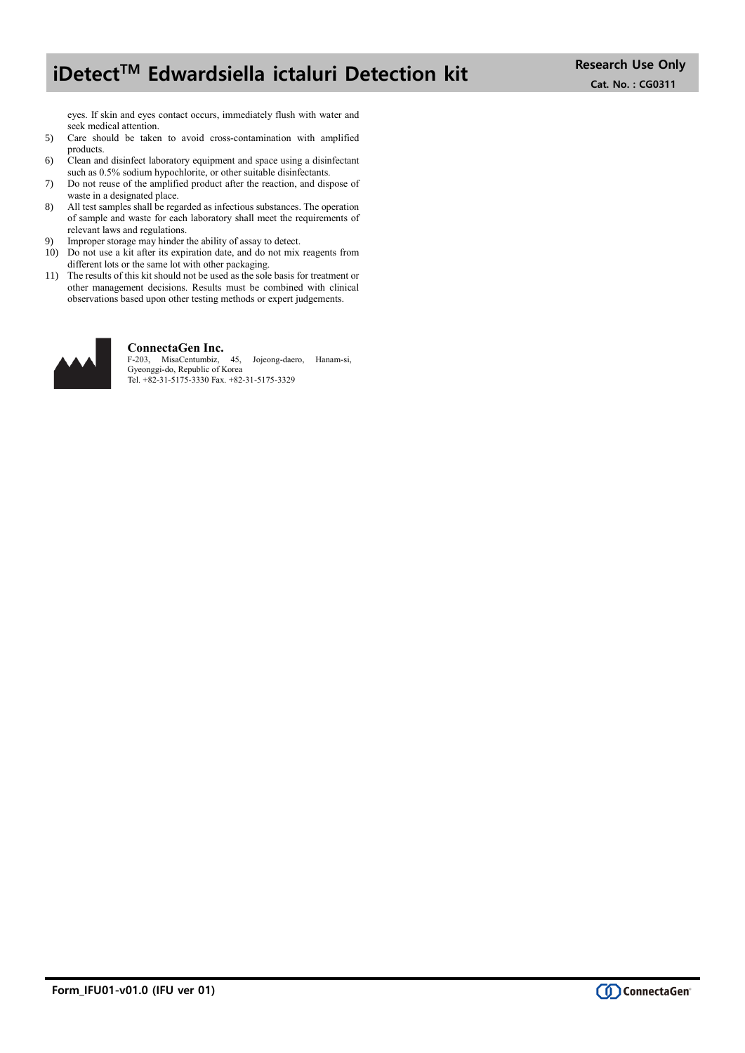eyes. If skin and eyes contact occurs, immediately flush with water and seek medical attention.

5) Care should be taken to avoid cross-contamination with amplified products.
6) Clean and disinfect laboratory equipment and space using a disinfectant such as 0.5% sodium hypochlorite, or other suitable disinfectants.
7) Do not reuse of the amplified product after the reaction, and dispose of waste in a designated place.
8) All test samples shall be regarded as infectious substances. The operation of sample and waste for each laboratory shall meet the requirements of relevant laws and regulations.
9) Improper storage may hinder the ability of assay to detect.
10) Do not use a kit after its expiration date, and do not mix reagents from different lots or the same lot with other packaging.
11) The results of this kit should not be used as the sole basis for treatment or other management decisions. Results must be combined with clinical observations based upon other testing methods or expert judgements.

**ConnectaGen Inc.**
F-203, MisaCentumbiz, 45, Jojeong-daero, Hanam-si, Gyeonggi-do, Republic of Korea
Tel. +82-31-5175-3330 Fax. +82-31-5175-3329